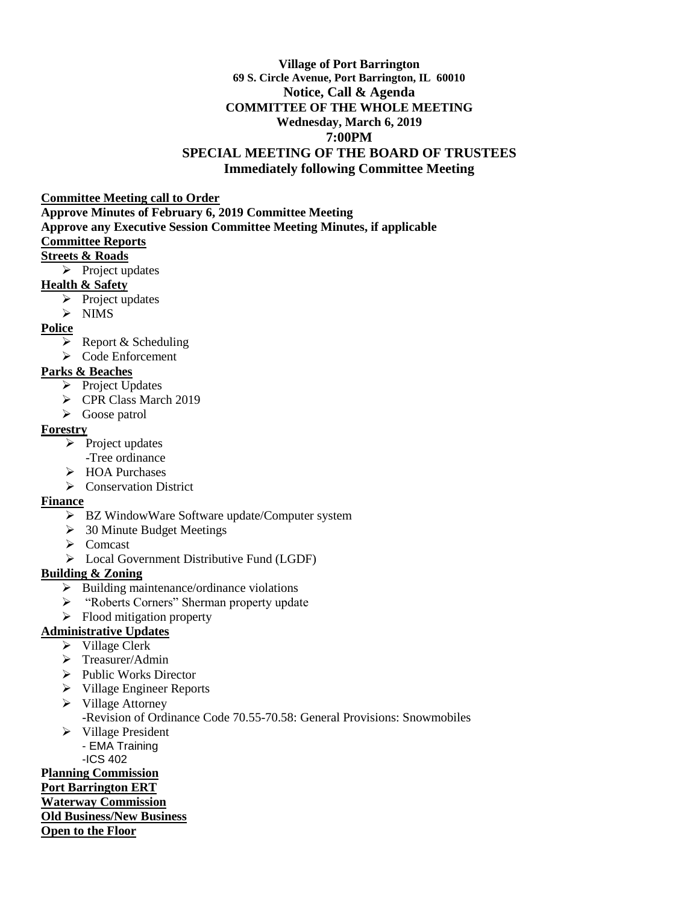**Village of Port Barrington**
**69 S. Circle Avenue, Port Barrington, IL 60010**
**Notice, Call & Agenda**
**COMMITTEE OF THE WHOLE MEETING**
**Wednesday, March 6, 2019**
**7:00PM**
**SPECIAL MEETING OF THE BOARD OF TRUSTEES**
**Immediately following Committee Meeting**

**Committee Meeting call to Order**
**Approve Minutes of February 6, 2019 Committee Meeting**
**Approve any Executive Session Committee Meeting Minutes, if applicable**
**Committee Reports**

**Streets & Roads**

- Project updates

**Health & Safety**

- Project updates
- NIMS

**Police**

- Report & Scheduling
- Code Enforcement

**Parks & Beaches**

- Project Updates
- CPR Class March 2019
- Goose patrol

**Forestry**

- Project updates
  - -Tree ordinance
- HOA Purchases
- Conservation District

**Finance**

- BZ WindowWare Software update/Computer system
- 30 Minute Budget Meetings
- Comcast
- Local Government Distributive Fund (LGDF)

**Building & Zoning**

- Building maintenance/ordinance violations
- "Roberts Corners" Sherman property update
- Flood mitigation property

**Administrative Updates**

- Village Clerk
- Treasurer/Admin
- Public Works Director
- Village Engineer Reports
- Village Attorney
  - -Revision of Ordinance Code 70.55-70.58: General Provisions: Snowmobiles
- Village President
  - - EMA Training
  - -ICS 402

**Planning Commission**
**Port Barrington ERT**
**Waterway Commission**
**Old Business/New Business**
**Open to the Floor**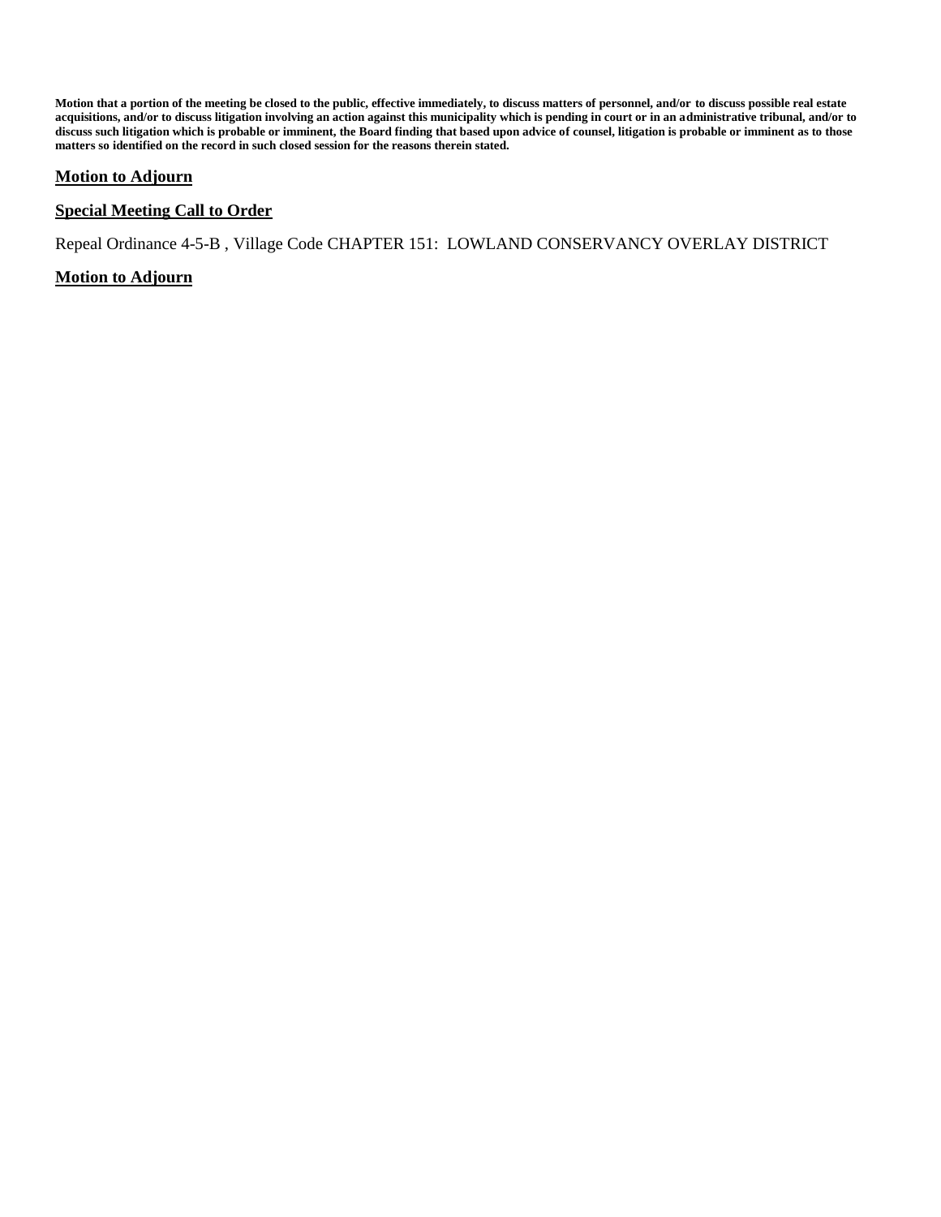**Motion that a portion of the meeting be closed to the public, effective immediately, to discuss matters of personnel, and/or to discuss possible real estate acquisitions, and/or to discuss litigation involving an action against this municipality which is pending in court or in an administrative tribunal, and/or to discuss such litigation which is probable or imminent, the Board finding that based upon advice of counsel, litigation is probable or imminent as to those matters so identified on the record in such closed session for the reasons therein stated.**

**Motion to Adjourn**

**Special Meeting Call to Order**

Repeal Ordinance 4-5-B , Village Code CHAPTER 151: LOWLAND CONSERVANCY OVERLAY DISTRICT

**Motion to Adjourn**